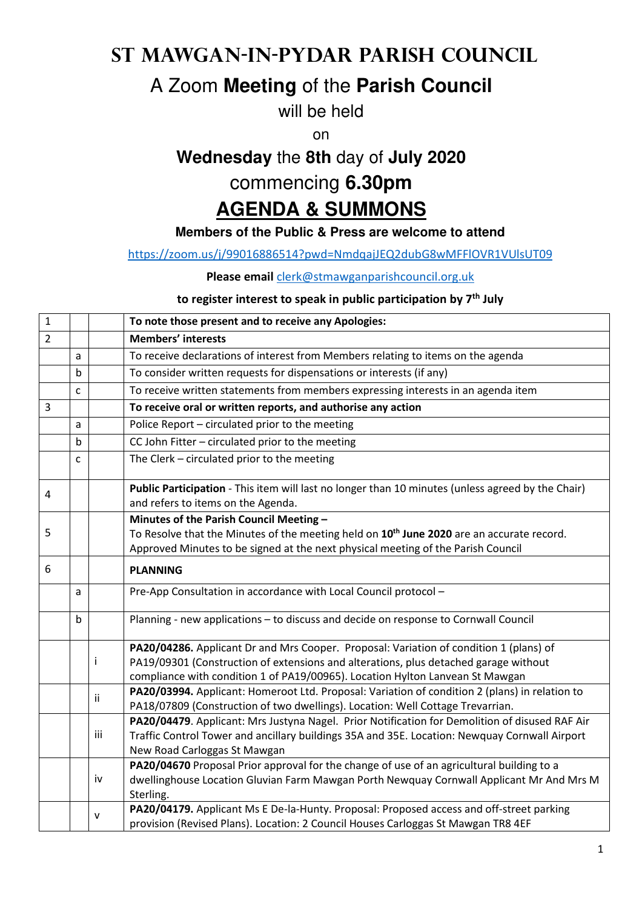# ST MAWGAN-IN-PYDAR PARISH COUNCIL

## A Zoom **Meeting** of the **Parish Council**

will be held

on

**Wednesday** the **8th** day of **July 2020**

commencing **6.30pm**

## AGENDA & SUMMONS

**Members of the Public & Press are welcome to attend**

https://zoom.us/j/99016886514?pwd=NmdqajJEQ2dubG8wMFFlOVR1VUlsUT09

**Please email** clerk@stmawganparishcouncil.org.uk

**to register interest to speak in public participation by 7th July**

| | | | |
|---|---|---|---|
| 1 | | | **To note those present and to receive any Apologies:** |
| 2 | | | **Members' interests** |
| | a | | To receive declarations of interest from Members relating to items on the agenda |
| | b | | To consider written requests for dispensations or interests (if any) |
| | c | | To receive written statements from members expressing interests in an agenda item |
| 3 | | | **To receive oral or written reports, and authorise any action** |
| | a | | Police Report – circulated prior to the meeting |
| | b | | CC John Fitter – circulated prior to the meeting |
| | c | | The Clerk – circulated prior to the meeting |
| 4 | | | **Public Participation** - This item will last no longer than 10 minutes (unless agreed by the Chair) and refers to items on the Agenda. |
| 5 | | | **Minutes of the Parish Council Meeting –** To Resolve that the Minutes of the meeting held on **10th June 2020** are an accurate record. Approved Minutes to be signed at the next physical meeting of the Parish Council |
| 6 | | | **PLANNING** |
| | a | | Pre-App Consultation in accordance with Local Council protocol – |
| | b | | Planning - new applications – to discuss and decide on response to Cornwall Council |
| | | i | **PA20/04286.** Applicant Dr and Mrs Cooper. Proposal: Variation of condition 1 (plans) of PA19/09301 (Construction of extensions and alterations, plus detached garage without compliance with condition 1 of PA19/00965). Location Hylton Lanvean St Mawgan |
| | | ii | **PA20/03994.** Applicant: Homeroot Ltd. Proposal: Variation of condition 2 (plans) in relation to PA18/07809 (Construction of two dwellings). Location: Well Cottage Trevarrian. |
| | | iii | **PA20/04479**. Applicant: Mrs Justyna Nagel. Prior Notification for Demolition of disused RAF Air Traffic Control Tower and ancillary buildings 35A and 35E. Location: Newquay Cornwall Airport New Road Carloggas St Mawgan |
| | | iv | **PA20/04670** Proposal Prior approval for the change of use of an agricultural building to a dwellinghouse Location Gluvian Farm Mawgan Porth Newquay Cornwall Applicant Mr And Mrs M Sterling. |
| | | v | **PA20/04179.** Applicant Ms E De-la-Hunty. Proposal: Proposed access and off-street parking provision (Revised Plans). Location: 2 Council Houses Carloggas St Mawgan TR8 4EF |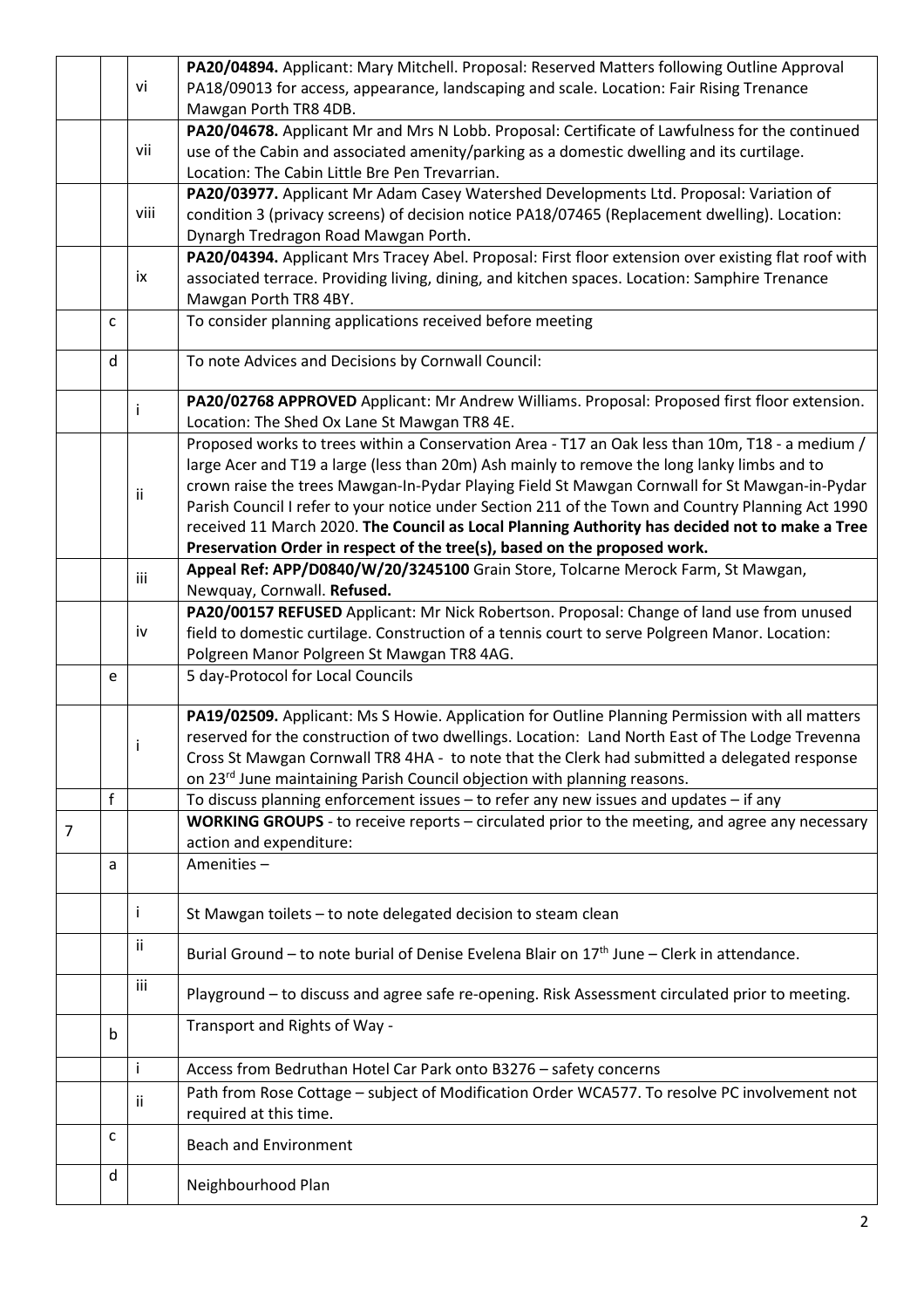| | | | |
|---|---|---|---|
| | | vi | **PA20/04894.** Applicant: Mary Mitchell. Proposal: Reserved Matters following Outline Approval PA18/09013 for access, appearance, landscaping and scale. Location: Fair Rising Trenance Mawgan Porth TR8 4DB. |
| | | vii | **PA20/04678.** Applicant Mr and Mrs N Lobb. Proposal: Certificate of Lawfulness for the continued use of the Cabin and associated amenity/parking as a domestic dwelling and its curtilage. Location: The Cabin Little Bre Pen Trevarrian. |
| | | viii | **PA20/03977.** Applicant Mr Adam Casey Watershed Developments Ltd. Proposal: Variation of condition 3 (privacy screens) of decision notice PA18/07465 (Replacement dwelling). Location: Dynargh Tredragon Road Mawgan Porth. |
| | | ix | **PA20/04394.** Applicant Mrs Tracey Abel. Proposal: First floor extension over existing flat roof with associated terrace. Providing living, dining, and kitchen spaces. Location: Samphire Trenance Mawgan Porth TR8 4BY. |
| | c | | To consider planning applications received before meeting |
| | d | | To note Advices and Decisions by Cornwall Council: |
| | | i | **PA20/02768 APPROVED** Applicant: Mr Andrew Williams. Proposal: Proposed first floor extension. Location: The Shed Ox Lane St Mawgan TR8 4E. |
| | | ii | Proposed works to trees within a Conservation Area - T17 an Oak less than 10m, T18 - a medium / large Acer and T19 a large (less than 20m) Ash mainly to remove the long lanky limbs and to crown raise the trees Mawgan-In-Pydar Playing Field St Mawgan Cornwall for St Mawgan-in-Pydar Parish Council I refer to your notice under Section 211 of the Town and Country Planning Act 1990 received 11 March 2020. **The Council as Local Planning Authority has decided not to make a Tree Preservation Order in respect of the tree(s), based on the proposed work.** |
| | | iii | **Appeal Ref: APP/D0840/W/20/3245100** Grain Store, Tolcarne Merock Farm, St Mawgan, Newquay, Cornwall. **Refused.** |
| | | iv | **PA20/00157 REFUSED** Applicant: Mr Nick Robertson. Proposal: Change of land use from unused field to domestic curtilage. Construction of a tennis court to serve Polgreen Manor. Location: Polgreen Manor Polgreen St Mawgan TR8 4AG. |
| | e | | 5 day-Protocol for Local Councils |
| | | i | **PA19/02509.** Applicant: Ms S Howie. Application for Outline Planning Permission with all matters reserved for the construction of two dwellings. Location: Land North East of The Lodge Trevenna Cross St Mawgan Cornwall TR8 4HA - to note that the Clerk had submitted a delegated response on 23rd June maintaining Parish Council objection with planning reasons. |
| | f | | To discuss planning enforcement issues – to refer any new issues and updates – if any |
| 7 | | | **WORKING GROUPS** - to receive reports – circulated prior to the meeting, and agree any necessary action and expenditure: |
| | a | | Amenities – |
| | | i | St Mawgan toilets – to note delegated decision to steam clean |
| | | ii | Burial Ground – to note burial of Denise Evelena Blair on 17th June – Clerk in attendance. |
| | | iii | Playground – to discuss and agree safe re-opening. Risk Assessment circulated prior to meeting. |
| | b | | Transport and Rights of Way - |
| | | i | Access from Bedruthan Hotel Car Park onto B3276 – safety concerns |
| | | ii | Path from Rose Cottage – subject of Modification Order WCA577. To resolve PC involvement not required at this time. |
| | c | | Beach and Environment |
| | d | | Neighbourhood Plan |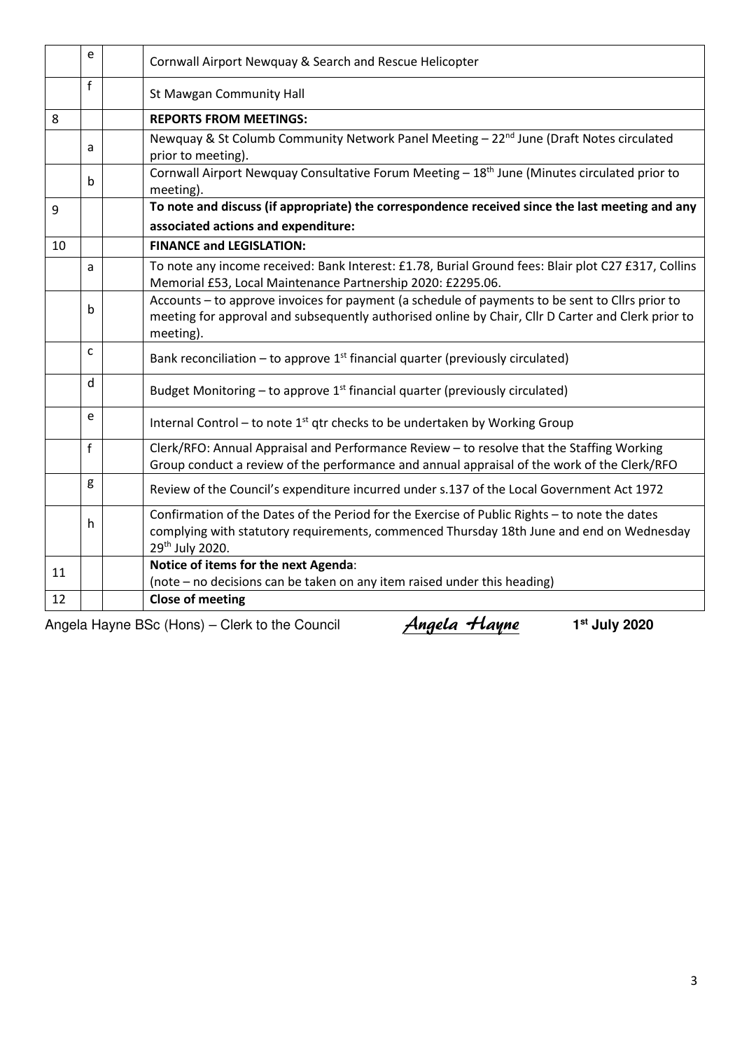| | | | |
|---|---|---|---|
| | e | | Cornwall Airport Newquay & Search and Rescue Helicopter |
| | f | | St Mawgan Community Hall |
| 8 | | | **REPORTS FROM MEETINGS:** |
| | a | | Newquay & St Columb Community Network Panel Meeting – 22nd June (Draft Notes circulated prior to meeting). |
| | b | | Cornwall Airport Newquay Consultative Forum Meeting – 18th June (Minutes circulated prior to meeting). |
| 9 | | | **To note and discuss (if appropriate) the correspondence received since the last meeting and any associated actions and expenditure:** |
| 10 | | | **FINANCE and LEGISLATION:** |
| | a | | To note any income received: Bank Interest: £1.78, Burial Ground fees: Blair plot C27 £317, Collins Memorial £53, Local Maintenance Partnership 2020: £2295.06. |
| | b | | Accounts – to approve invoices for payment (a schedule of payments to be sent to Cllrs prior to meeting for approval and subsequently authorised online by Chair, Cllr D Carter and Clerk prior to meeting). |
| | c | | Bank reconciliation – to approve 1st financial quarter (previously circulated) |
| | d | | Budget Monitoring – to approve 1st financial quarter (previously circulated) |
| | e | | Internal Control – to note 1st qtr checks to be undertaken by Working Group |
| | f | | Clerk/RFO: Annual Appraisal and Performance Review – to resolve that the Staffing Working Group conduct a review of the performance and annual appraisal of the work of the Clerk/RFO |
| | g | | Review of the Council's expenditure incurred under s.137 of the Local Government Act 1972 |
| | h | | Confirmation of the Dates of the Period for the Exercise of Public Rights – to note the dates complying with statutory requirements, commenced Thursday 18th June and end on Wednesday 29th July 2020. |
| 11 | | | **Notice of items for the next Agenda**: (note – no decisions can be taken on any item raised under this heading) |
| 12 | | | **Close of meeting** |

Angela Hayne BSc (Hons) – Clerk to the Council *Angela Hayne* **1st July 2020**